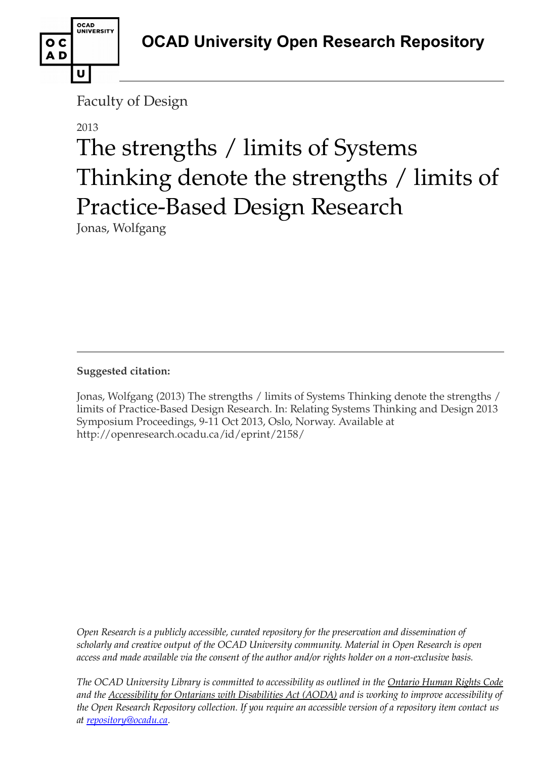# OCAD University Open Research Repository

Faculty of Design

2013

# The strengths / limits of Systems Thinking denote the strengths / limits of Practice-Based Design Research

Jonas, Wolfgang

**Suggested citation:**

Jonas, Wolfgang (2013) The strengths / limits of Systems Thinking denote the strengths / limits of Practice-Based Design Research. In: Relating Systems Thinking and Design 2013 Symposium Proceedings, 9-11 Oct 2013, Oslo, Norway. Available at http://openresearch.ocadu.ca/id/eprint/2158/

*Open Research is a publicly accessible, curated repository for the preservation and dissemination of scholarly and creative output of the OCAD University community. Material in Open Research is open access and made available via the consent of the author and/or rights holder on a non-exclusive basis.*

*The OCAD University Library is committed to accessibility as outlined in the Ontario Human Rights Code and the Accessibility for Ontarians with Disabilities Act (AODA) and is working to improve accessibility of the Open Research Repository collection. If you require an accessible version of a repository item contact us at repository@ocadu.ca.*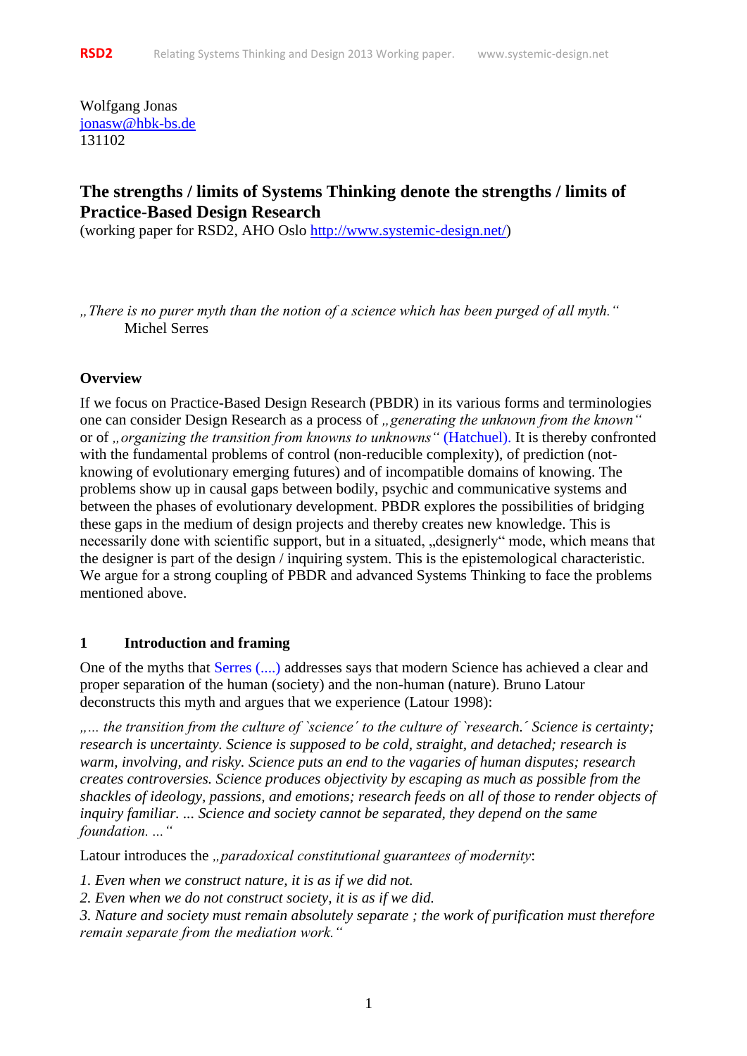Wolfgang Jonas
jonasw@hbk-bs.de
131102

# The strengths / limits of Systems Thinking denote the strengths / limits of Practice-Based Design Research

(working paper for RSD2, AHO Oslo http://www.systemic-design.net/)

*„There is no purer myth than the notion of a science which has been purged of all myth.“*
Michel Serres

## Overview

If we focus on Practice-Based Design Research (PBDR) in its various forms and terminologies one can consider Design Research as a process of *„generating the unknown from the known“* or of *„organizing the transition from knowns to unknowns“* (Hatchuel). It is thereby confronted with the fundamental problems of control (non-reducible complexity), of prediction (not-knowing of evolutionary emerging futures) and of incompatible domains of knowing. The problems show up in causal gaps between bodily, psychic and communicative systems and between the phases of evolutionary development. PBDR explores the possibilities of bridging these gaps in the medium of design projects and thereby creates new knowledge. This is necessarily done with scientific support, but in a situated, „designerly“ mode, which means that the designer is part of the design / inquiring system. This is the epistemological characteristic. We argue for a strong coupling of PBDR and advanced Systems Thinking to face the problems mentioned above.

## 1 Introduction and framing

One of the myths that Serres (....) addresses says that modern Science has achieved a clear and proper separation of the human (society) and the non-human (nature). Bruno Latour deconstructs this myth and argues that we experience (Latour 1998):

*„... the transition from the culture of `science´ to the culture of `research.´ Science is certainty; research is uncertainty. Science is supposed to be cold, straight, and detached; research is warm, involving, and risky. Science puts an end to the vagaries of human disputes; research creates controversies. Science produces objectivity by escaping as much as possible from the shackles of ideology, passions, and emotions; research feeds on all of those to render objects of inquiry familiar. ... Science and society cannot be separated, they depend on the same foundation. ...“*

Latour introduces the *„paradoxical constitutional guarantees of modernity*:

*1. Even when we construct nature, it is as if we did not.*
*2. Even when we do not construct society, it is as if we did.*
*3. Nature and society must remain absolutely separate ; the work of purification must therefore remain separate from the mediation work.“*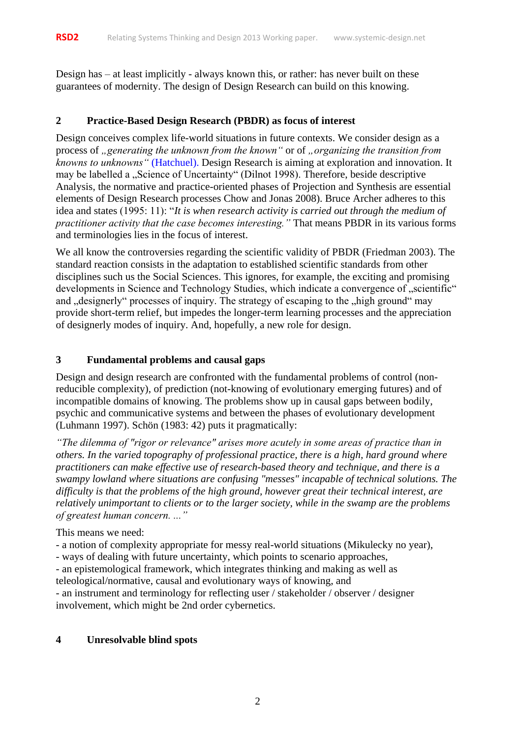Design has – at least implicitly - always known this, or rather: has never built on these guarantees of modernity. The design of Design Research can build on this knowing.

## 2 Practice-Based Design Research (PBDR) as focus of interest

Design conceives complex life-world situations in future contexts. We consider design as a process of *„generating the unknown from the known“* or of *„organizing the transition from knowns to unknowns“* (Hatchuel). Design Research is aiming at exploration and innovation. It may be labelled a „Science of Uncertainty“ (Dilnot 1998). Therefore, beside descriptive Analysis, the normative and practice-oriented phases of Projection and Synthesis are essential elements of Design Research processes Chow and Jonas 2008). Bruce Archer adheres to this idea and states (1995: 11): “*It is when research activity is carried out through the medium of practitioner activity that the case becomes interesting.”* That means PBDR in its various forms and terminologies lies in the focus of interest.

We all know the controversies regarding the scientific validity of PBDR (Friedman 2003). The standard reaction consists in the adaptation to established scientific standards from other disciplines such us the Social Sciences. This ignores, for example, the exciting and promising developments in Science and Technology Studies, which indicate a convergence of „scientific“ and „designerly“ processes of inquiry. The strategy of escaping to the „high ground“ may provide short-term relief, but impedes the longer-term learning processes and the appreciation of designerly modes of inquiry. And, hopefully, a new role for design.

## 3 Fundamental problems and causal gaps

Design and design research are confronted with the fundamental problems of control (non-reducible complexity), of prediction (not-knowing of evolutionary emerging futures) and of incompatible domains of knowing. The problems show up in causal gaps between bodily, psychic and communicative systems and between the phases of evolutionary development (Luhmann 1997). Schön (1983: 42) puts it pragmatically:

*“The dilemma of "rigor or relevance" arises more acutely in some areas of practice than in others. In the varied topography of professional practice, there is a high, hard ground where practitioners can make effective use of research-based theory and technique, and there is a swampy lowland where situations are confusing "messes" incapable of technical solutions. The difficulty is that the problems of the high ground, however great their technical interest, are relatively unimportant to clients or to the larger society, while in the swamp are the problems of greatest human concern. ...”*

This means we need:
- a notion of complexity appropriate for messy real-world situations (Mikulecky no year),
- ways of dealing with future uncertainty, which points to scenario approaches,
- an epistemological framework, which integrates thinking and making as well as teleological/normative, causal and evolutionary ways of knowing, and
- an instrument and terminology for reflecting user / stakeholder / observer / designer involvement, which might be 2nd order cybernetics.

## 4 Unresolvable blind spots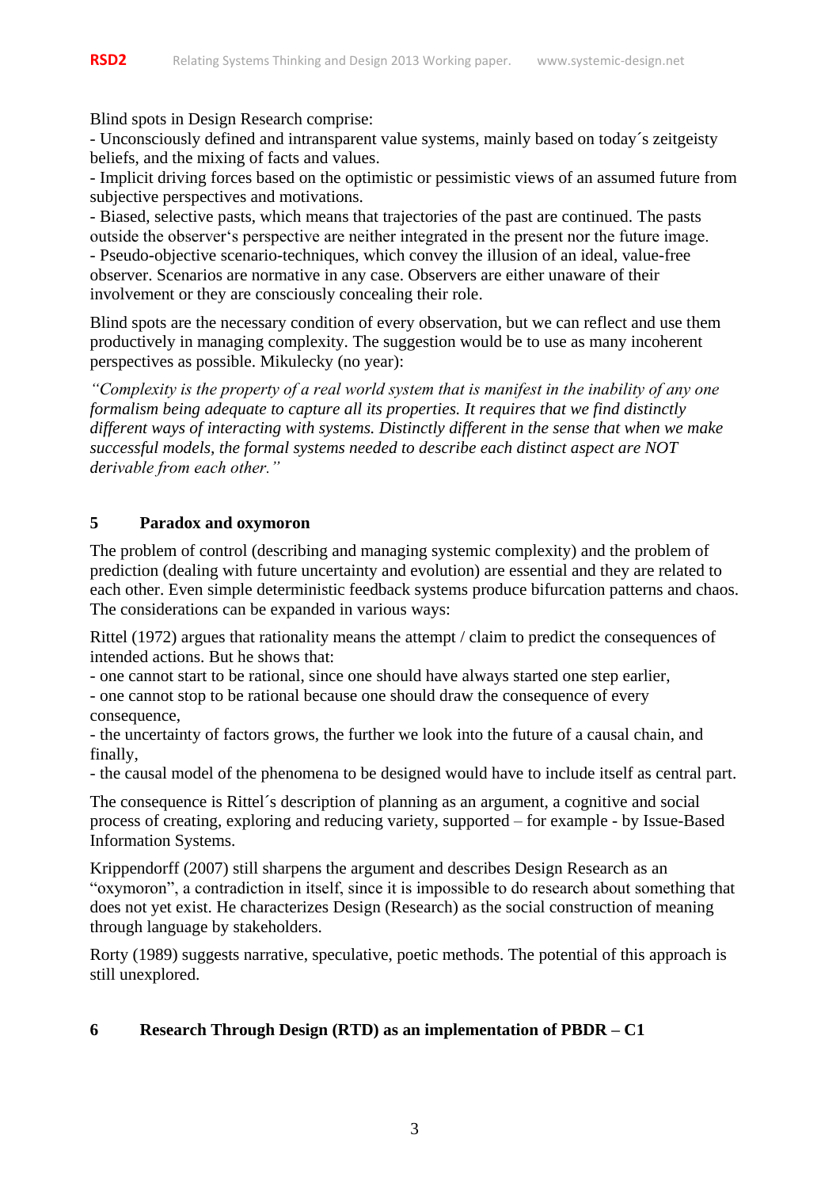Blind spots in Design Research comprise:
- Unconsciously defined and intransparent value systems, mainly based on today´s zeitgeisty beliefs, and the mixing of facts and values.
- Implicit driving forces based on the optimistic or pessimistic views of an assumed future from subjective perspectives and motivations.
- Biased, selective pasts, which means that trajectories of the past are continued. The pasts outside the observer's perspective are neither integrated in the present nor the future image.
- Pseudo-objective scenario-techniques, which convey the illusion of an ideal, value-free observer. Scenarios are normative in any case. Observers are either unaware of their involvement or they are consciously concealing their role.

Blind spots are the necessary condition of every observation, but we can reflect and use them productively in managing complexity. The suggestion would be to use as many incoherent perspectives as possible. Mikulecky (no year):

*"Complexity is the property of a real world system that is manifest in the inability of any one formalism being adequate to capture all its properties. It requires that we find distinctly different ways of interacting with systems. Distinctly different in the sense that when we make successful models, the formal systems needed to describe each distinct aspect are NOT derivable from each other."*

## 5 Paradox and oxymoron

The problem of control (describing and managing systemic complexity) and the problem of prediction (dealing with future uncertainty and evolution) are essential and they are related to each other. Even simple deterministic feedback systems produce bifurcation patterns and chaos. The considerations can be expanded in various ways:

Rittel (1972) argues that rationality means the attempt / claim to predict the consequences of intended actions. But he shows that:
- one cannot start to be rational, since one should have always started one step earlier,
- one cannot stop to be rational because one should draw the consequence of every consequence,
- the uncertainty of factors grows, the further we look into the future of a causal chain, and finally,
- the causal model of the phenomena to be designed would have to include itself as central part.

The consequence is Rittel´s description of planning as an argument, a cognitive and social process of creating, exploring and reducing variety, supported – for example - by Issue-Based Information Systems.

Krippendorff (2007) still sharpens the argument and describes Design Research as an "oxymoron", a contradiction in itself, since it is impossible to do research about something that does not yet exist. He characterizes Design (Research) as the social construction of meaning through language by stakeholders.

Rorty (1989) suggests narrative, speculative, poetic methods. The potential of this approach is still unexplored.

## 6 Research Through Design (RTD) as an implementation of PBDR – C1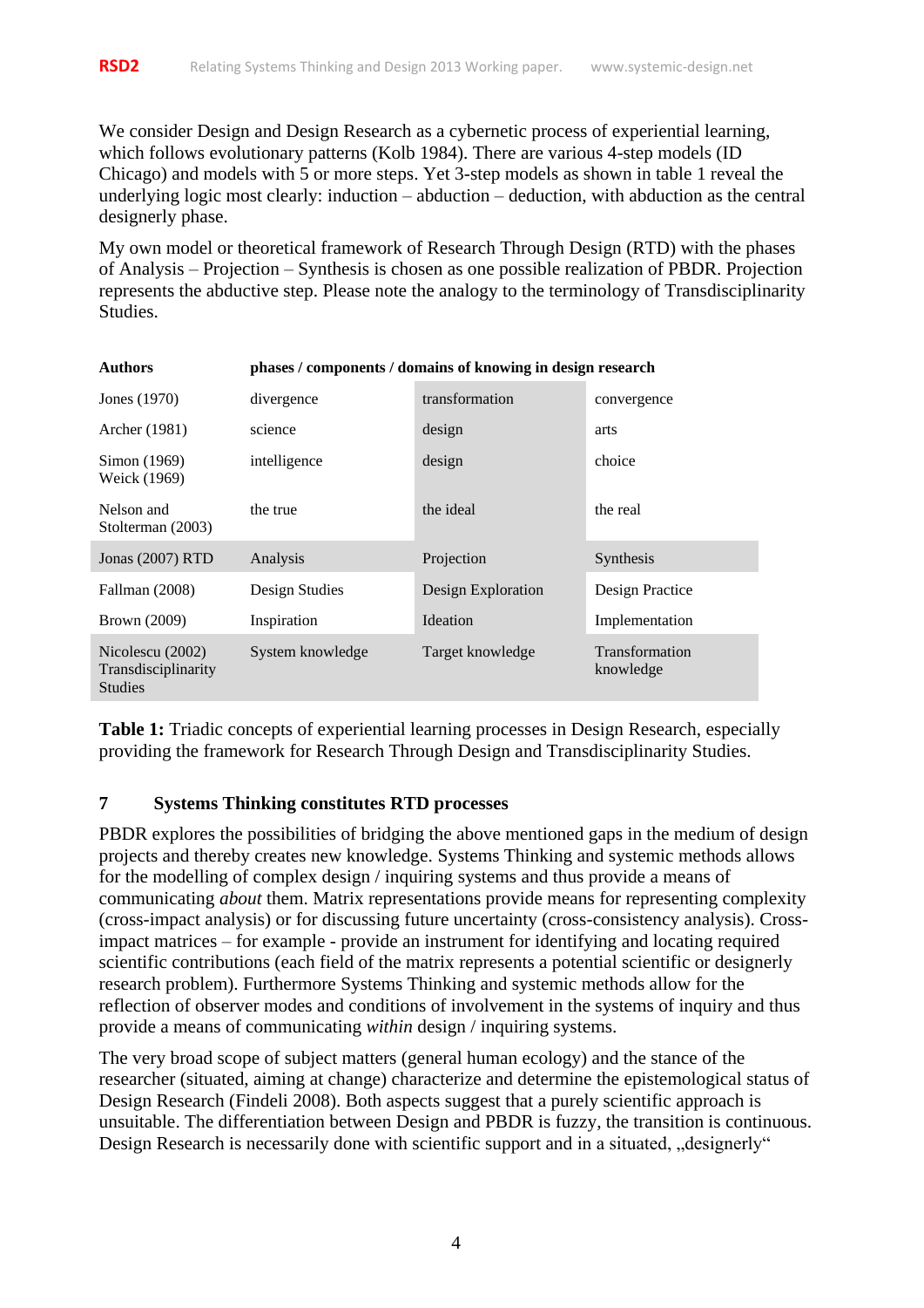We consider Design and Design Research as a cybernetic process of experiential learning, which follows evolutionary patterns (Kolb 1984). There are various 4-step models (ID Chicago) and models with 5 or more steps. Yet 3-step models as shown in table 1 reveal the underlying logic most clearly: induction – abduction – deduction, with abduction as the central designerly phase.

My own model or theoretical framework of Research Through Design (RTD) with the phases of Analysis – Projection – Synthesis is chosen as one possible realization of PBDR. Projection represents the abductive step. Please note the analogy to the terminology of Transdisciplinarity Studies.

| Authors | phases / components / domains of knowing in design research | | |
|---|---|---|---|
| Jones (1970) | divergence | transformation | convergence |
| Archer (1981) | science | design | arts |
| Simon (1969) Weick (1969) | intelligence | design | choice |
| Nelson and Stolterman (2003) | the true | the ideal | the real |
| Jonas (2007) RTD | Analysis | Projection | Synthesis |
| Fallman (2008) | Design Studies | Design Exploration | Design Practice |
| Brown (2009) | Inspiration | Ideation | Implementation |
| Nicolescu (2002) Transdisciplinarity Studies | System knowledge | Target knowledge | Transformation knowledge |

**Table 1:** Triadic concepts of experiential learning processes in Design Research, especially providing the framework for Research Through Design and Transdisciplinarity Studies.

## 7 Systems Thinking constitutes RTD processes

PBDR explores the possibilities of bridging the above mentioned gaps in the medium of design projects and thereby creates new knowledge. Systems Thinking and systemic methods allows for the modelling of complex design / inquiring systems and thus provide a means of communicating *about* them. Matrix representations provide means for representing complexity (cross-impact analysis) or for discussing future uncertainty (cross-consistency analysis). Cross-impact matrices – for example - provide an instrument for identifying and locating required scientific contributions (each field of the matrix represents a potential scientific or designerly research problem). Furthermore Systems Thinking and systemic methods allow for the reflection of observer modes and conditions of involvement in the systems of inquiry and thus provide a means of communicating *within* design / inquiring systems.

The very broad scope of subject matters (general human ecology) and the stance of the researcher (situated, aiming at change) characterize and determine the epistemological status of Design Research (Findeli 2008). Both aspects suggest that a purely scientific approach is unsuitable. The differentiation between Design and PBDR is fuzzy, the transition is continuous. Design Research is necessarily done with scientific support and in a situated, „designerly“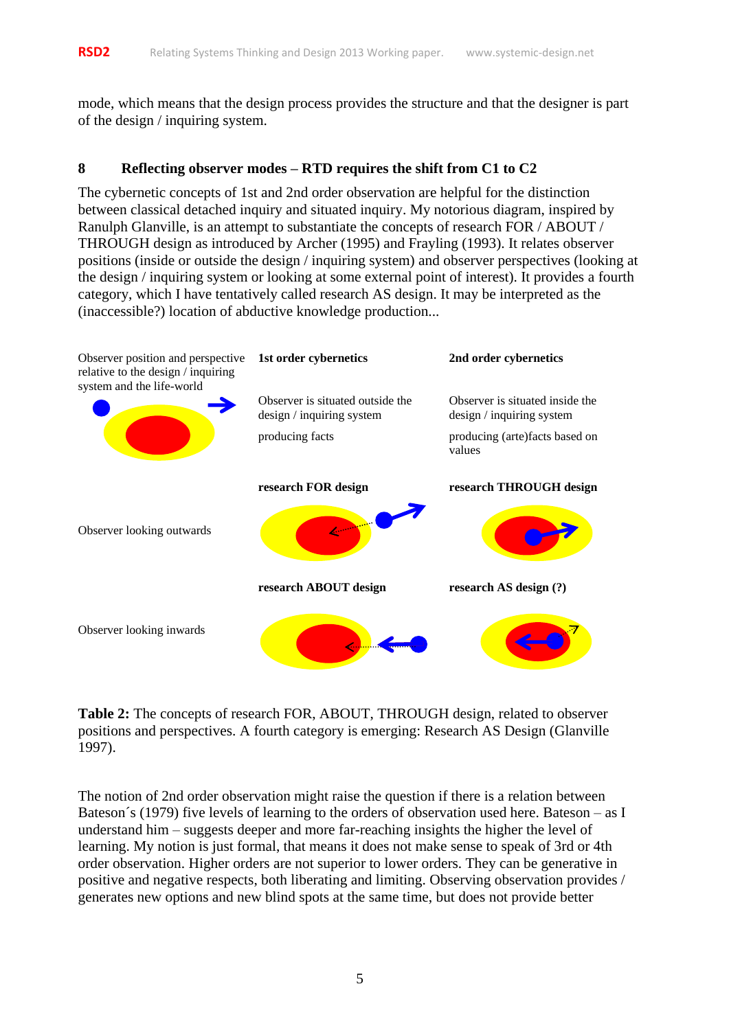mode, which means that the design process provides the structure and that the designer is part of the design / inquiring system.

## 8 Reflecting observer modes – RTD requires the shift from C1 to C2

The cybernetic concepts of 1st and 2nd order observation are helpful for the distinction between classical detached inquiry and situated inquiry. My notorious diagram, inspired by Ranulph Glanville, is an attempt to substantiate the concepts of research FOR / ABOUT / THROUGH design as introduced by Archer (1995) and Frayling (1993). It relates observer positions (inside or outside the design / inquiring system) and observer perspectives (looking at the design / inquiring system or looking at some external point of interest). It provides a fourth category, which I have tentatively called research AS design. It may be interpreted as the (inaccessible?) location of abductive knowledge production...

| Observer position and perspective relative to the design / inquiring system and the life-world | **1st order cybernetics** | **2nd order cybernetics** |
|---|---|---|
| | Observer is situated outside the design / inquiring system<br><br>producing facts | Observer is situated inside the design / inquiring system<br><br>producing (arte)facts based on values |
| Observer looking outwards | **research FOR design** | **research THROUGH design** |
| Observer looking inwards | **research ABOUT design** | **research AS design (?)** |

**Table 2:** The concepts of research FOR, ABOUT, THROUGH design, related to observer positions and perspectives. A fourth category is emerging: Research AS Design (Glanville 1997).

The notion of 2nd order observation might raise the question if there is a relation between Bateson´s (1979) five levels of learning to the orders of observation used here. Bateson – as I understand him – suggests deeper and more far-reaching insights the higher the level of learning. My notion is just formal, that means it does not make sense to speak of 3rd or 4th order observation. Higher orders are not superior to lower orders. They can be generative in positive and negative respects, both liberating and limiting. Observing observation provides / generates new options and new blind spots at the same time, but does not provide better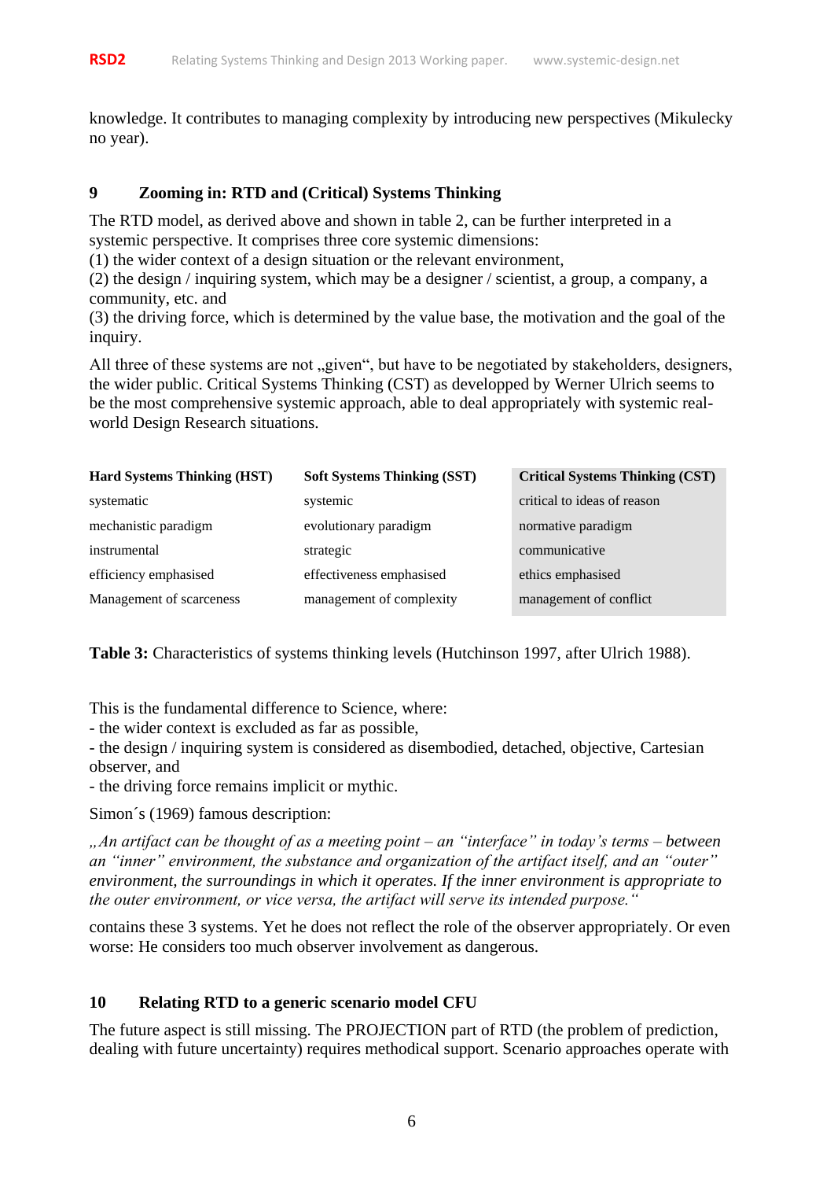knowledge. It contributes to managing complexity by introducing new perspectives (Mikulecky no year).

## 9 Zooming in: RTD and (Critical) Systems Thinking

The RTD model, as derived above and shown in table 2, can be further interpreted in a systemic perspective. It comprises three core systemic dimensions:
(1) the wider context of a design situation or the relevant environment,
(2) the design / inquiring system, which may be a designer / scientist, a group, a company, a community, etc. and
(3) the driving force, which is determined by the value base, the motivation and the goal of the inquiry.

All three of these systems are not „given“, but have to be negotiated by stakeholders, designers, the wider public. Critical Systems Thinking (CST) as developped by Werner Ulrich seems to be the most comprehensive systemic approach, able to deal appropriately with systemic real-world Design Research situations.

| Hard Systems Thinking (HST) | Soft Systems Thinking (SST) | Critical Systems Thinking (CST) |
|---|---|---|
| systematic | systemic | critical to ideas of reason |
| mechanistic paradigm | evolutionary paradigm | normative paradigm |
| instrumental | strategic | communicative |
| efficiency emphasised | effectiveness emphasised | ethics emphasised |
| Management of scarceness | management of complexity | management of conflict |

**Table 3:** Characteristics of systems thinking levels (Hutchinson 1997, after Ulrich 1988).

This is the fundamental difference to Science, where:
- the wider context is excluded as far as possible,
- the design / inquiring system is considered as disembodied, detached, objective, Cartesian observer, and
- the driving force remains implicit or mythic.

Simon´s (1969) famous description:

*„An artifact can be thought of as a meeting point – an "interface" in today's terms – between an "inner" environment, the substance and organization of the artifact itself, and an "outer" environment, the surroundings in which it operates. If the inner environment is appropriate to the outer environment, or vice versa, the artifact will serve its intended purpose.“*

contains these 3 systems. Yet he does not reflect the role of the observer appropriately. Or even worse: He considers too much observer involvement as dangerous.

## 10 Relating RTD to a generic scenario model CFU

The future aspect is still missing. The PROJECTION part of RTD (the problem of prediction, dealing with future uncertainty) requires methodical support. Scenario approaches operate with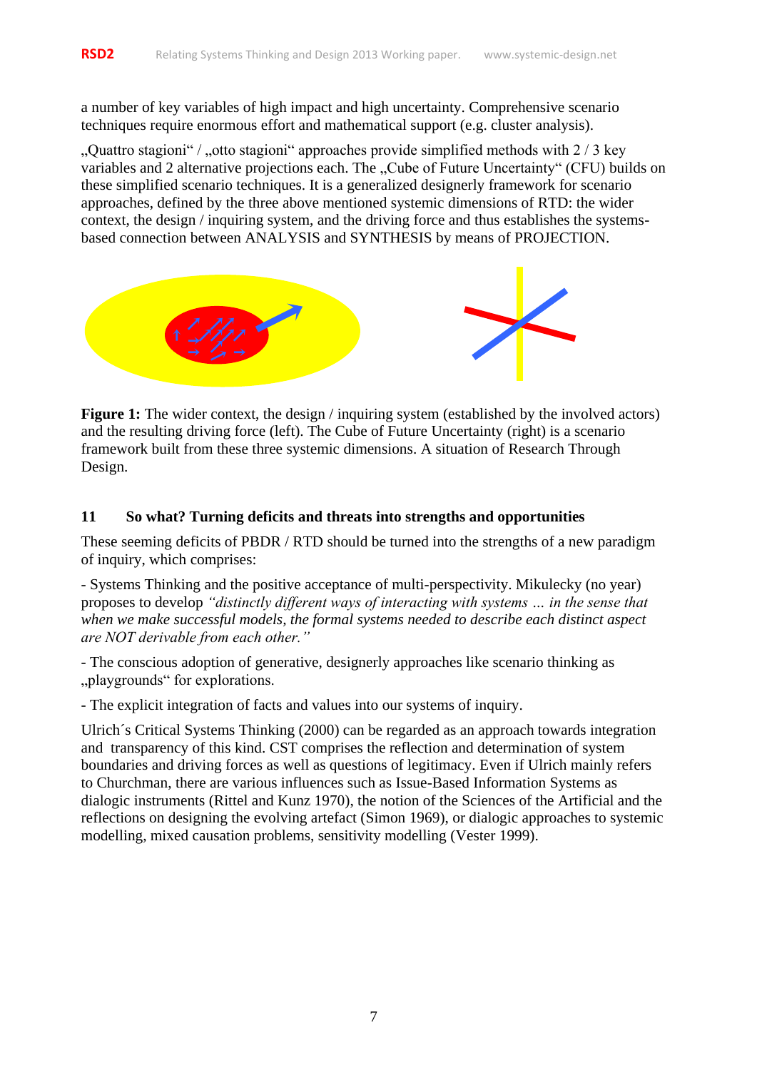a number of key variables of high impact and high uncertainty. Comprehensive scenario techniques require enormous effort and mathematical support (e.g. cluster analysis).

„Quattro stagioni“ / „otto stagioni“ approaches provide simplified methods with 2 / 3 key variables and 2 alternative projections each. The „Cube of Future Uncertainty“ (CFU) builds on these simplified scenario techniques. It is a generalized designerly framework for scenario approaches, defined by the three above mentioned systemic dimensions of RTD: the wider context, the design / inquiring system, and the driving force and thus establishes the systems-based connection between ANALYSIS and SYNTHESIS by means of PROJECTION.

**Figure 1:** The wider context, the design / inquiring system (established by the involved actors) and the resulting driving force (left). The Cube of Future Uncertainty (right) is a scenario framework built from these three systemic dimensions. A situation of Research Through Design.

## 11 So what? Turning deficits and threats into strengths and opportunities

These seeming deficits of PBDR / RTD should be turned into the strengths of a new paradigm of inquiry, which comprises:

- Systems Thinking and the positive acceptance of multi-perspectivity. Mikulecky (no year) proposes to develop *“distinctly different ways of interacting with systems … in the sense that when we make successful models, the formal systems needed to describe each distinct aspect are NOT derivable from each other.”*

- The conscious adoption of generative, designerly approaches like scenario thinking as „playgrounds“ for explorations.

- The explicit integration of facts and values into our systems of inquiry.

Ulrich´s Critical Systems Thinking (2000) can be regarded as an approach towards integration and transparency of this kind. CST comprises the reflection and determination of system boundaries and driving forces as well as questions of legitimacy. Even if Ulrich mainly refers to Churchman, there are various influences such as Issue-Based Information Systems as dialogic instruments (Rittel and Kunz 1970), the notion of the Sciences of the Artificial and the reflections on designing the evolving artefact (Simon 1969), or dialogic approaches to systemic modelling, mixed causation problems, sensitivity modelling (Vester 1999).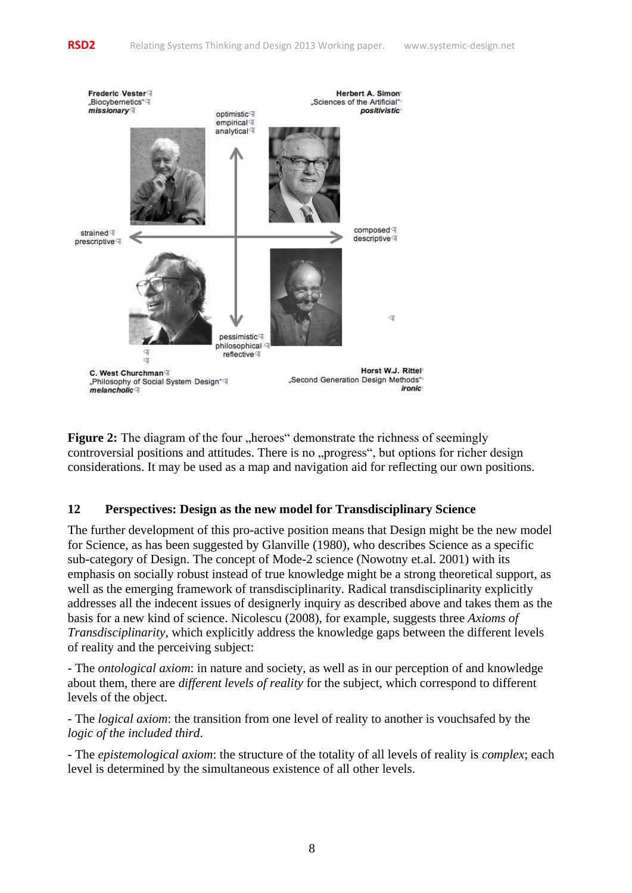Frederic Vester
„Biocybernetics"
***missionary***

Herbert A. Simon
„Sciences of the Artificial"
***positivistic***

optimistic
empirical
analytical

strained
prescriptive

composed
descriptive

pessimistic
philosophical
reflective

C. West Churchman
„Philosophy of Social System Design"
***melancholic***

Horst W.J. Rittel
„Second Generation Design Methods"
***ironic***

**Figure 2:** The diagram of the four „heroes" demonstrate the richness of seemingly controversial positions and attitudes. There is no „progress", but options for richer design considerations. It may be used as a map and navigation aid for reflecting our own positions.

## 12 Perspectives: Design as the new model for Transdisciplinary Science

The further development of this pro-active position means that Design might be the new model for Science, as has been suggested by Glanville (1980), who describes Science as a specific sub-category of Design. The concept of Mode-2 science (Nowotny et.al. 2001) with its emphasis on socially robust instead of true knowledge might be a strong theoretical support, as well as the emerging framework of transdisciplinarity. Radical transdisciplinarity explicitly addresses all the indecent issues of designerly inquiry as described above and takes them as the basis for a new kind of science. Nicolescu (2008), for example, suggests three *Axioms of Transdisciplinarity*, which explicitly address the knowledge gaps between the different levels of reality and the perceiving subject:

- The *ontological axiom*: in nature and society, as well as in our perception of and knowledge about them, there are *different levels of reality* for the subject, which correspond to different levels of the object.

- The *logical axiom*: the transition from one level of reality to another is vouchsafed by the *logic of the included third*.

- The *epistemological axiom*: the structure of the totality of all levels of reality is *complex*; each level is determined by the simultaneous existence of all other levels.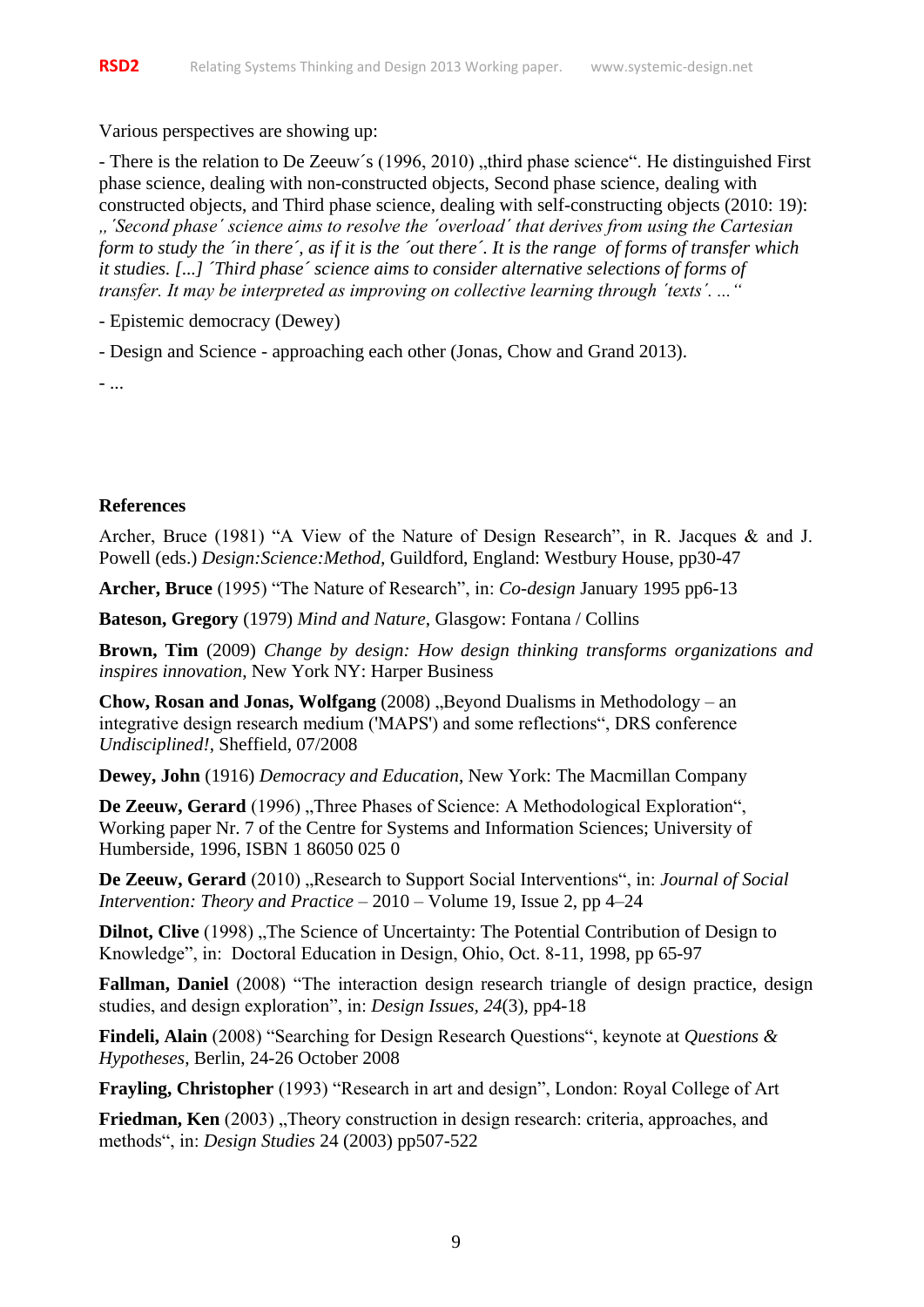Various perspectives are showing up:

- There is the relation to De Zeeuw´s (1996, 2010) „third phase science“. He distinguished First phase science, dealing with non-constructed objects, Second phase science, dealing with constructed objects, and Third phase science, dealing with self-constructing objects (2010: 19): *„´Second phase´ science aims to resolve the ´overload´ that derives from using the Cartesian form to study the ´in there´, as if it is the ´out there´. It is the range of forms of transfer which it studies. [...] ´Third phase´ science aims to consider alternative selections of forms of transfer. It may be interpreted as improving on collective learning through ´texts´. ...“*

- Epistemic democracy (Dewey)

- Design and Science - approaching each other (Jonas, Chow and Grand 2013).

- ...

**References**

Archer, Bruce (1981) "A View of the Nature of Design Research", in R. Jacques & and J. Powell (eds.) *Design:Science:Method*, Guildford, England: Westbury House, pp30-47

**Archer, Bruce** (1995) "The Nature of Research", in: *Co-design* January 1995 pp6-13

**Bateson, Gregory** (1979) *Mind and Nature*, Glasgow: Fontana / Collins

**Brown, Tim** (2009) *Change by design: How design thinking transforms organizations and inspires innovation*, New York NY: Harper Business

**Chow, Rosan and Jonas, Wolfgang** (2008) „Beyond Dualisms in Methodology – an integrative design research medium ('MAPS') and some reflections“, DRS conference *Undisciplined!*, Sheffield, 07/2008

**Dewey, John** (1916) *Democracy and Education*, New York: The Macmillan Company

**De Zeeuw, Gerard** (1996) „Three Phases of Science: A Methodological Exploration“, Working paper Nr. 7 of the Centre for Systems and Information Sciences; University of Humberside, 1996, ISBN 1 86050 025 0

**De Zeeuw, Gerard** (2010) „Research to Support Social Interventions“, in: *Journal of Social Intervention: Theory and Practice* – 2010 – Volume 19, Issue 2, pp 4–24

**Dilnot, Clive** (1998) „The Science of Uncertainty: The Potential Contribution of Design to Knowledge", in: Doctoral Education in Design, Ohio, Oct. 8-11, 1998, pp 65-97

**Fallman, Daniel** (2008) "The interaction design research triangle of design practice, design studies, and design exploration", in: *Design Issues, 24*(3), pp4-18

**Findeli, Alain** (2008) "Searching for Design Research Questions“, keynote at *Questions & Hypotheses*, Berlin, 24-26 October 2008

**Frayling, Christopher** (1993) "Research in art and design", London: Royal College of Art

**Friedman, Ken** (2003) „Theory construction in design research: criteria, approaches, and methods“, in: *Design Studies* 24 (2003) pp507-522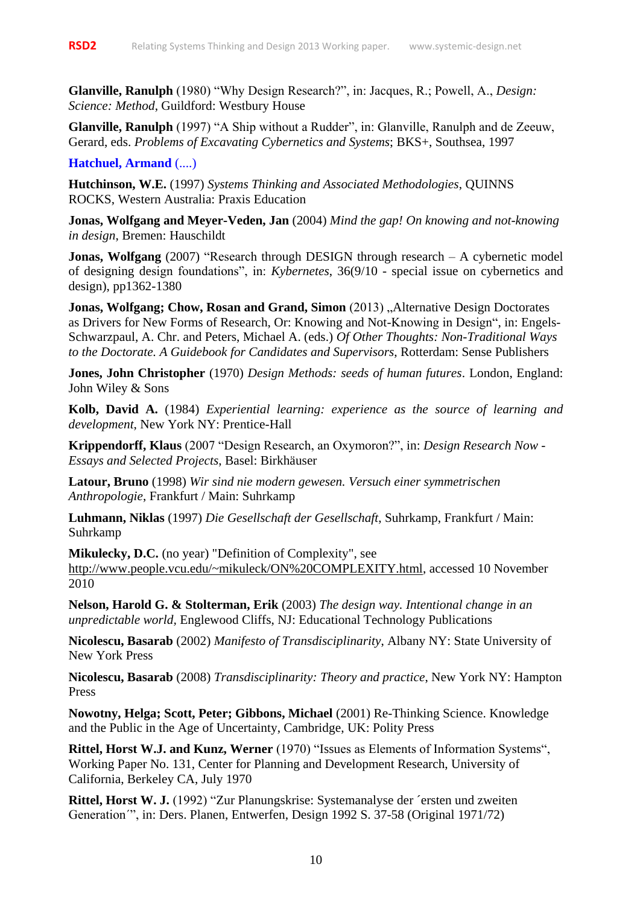**Glanville, Ranulph** (1980) “Why Design Research?”, in: Jacques, R.; Powell, A., *Design: Science: Method*, Guildford: Westbury House

**Glanville, Ranulph** (1997) “A Ship without a Rudder”, in: Glanville, Ranulph and de Zeeuw, Gerard, eds. *Problems of Excavating Cybernetics and Systems*; BKS+, Southsea, 1997

**Hatchuel, Armand** (....)

**Hutchinson, W.E.** (1997) *Systems Thinking and Associated Methodologies*, QUINNS ROCKS, Western Australia: Praxis Education

**Jonas, Wolfgang and Meyer-Veden, Jan** (2004) *Mind the gap! On knowing and not-knowing in design*, Bremen: Hauschildt

**Jonas, Wolfgang** (2007) “Research through DESIGN through research – A cybernetic model of designing design foundations”, in: *Kybernetes*, 36(9/10 - special issue on cybernetics and design), pp1362-1380

**Jonas, Wolfgang; Chow, Rosan and Grand, Simon** (2013) „Alternative Design Doctorates as Drivers for New Forms of Research, Or: Knowing and Not-Knowing in Design“, in: Engels-Schwarzpaul, A. Chr. and Peters, Michael A. (eds.) *Of Other Thoughts: Non-Traditional Ways to the Doctorate. A Guidebook for Candidates and Supervisors*, Rotterdam: Sense Publishers

**Jones, John Christopher** (1970) *Design Methods: seeds of human futures*. London, England: John Wiley & Sons

**Kolb, David A.** (1984) *Experiential learning: experience as the source of learning and development*, New York NY: Prentice-Hall

**Krippendorff, Klaus** (2007 “Design Research, an Oxymoron?”, in: *Design Research Now - Essays and Selected Projects*, Basel: Birkhäuser

**Latour, Bruno** (1998) *Wir sind nie modern gewesen. Versuch einer symmetrischen Anthropologie*, Frankfurt / Main: Suhrkamp

**Luhmann, Niklas** (1997) *Die Gesellschaft der Gesellschaft*, Suhrkamp, Frankfurt / Main: Suhrkamp

**Mikulecky, D.C.** (no year) "Definition of Complexity", see http://www.people.vcu.edu/~mikuleck/ON%20COMPLEXITY.html, accessed 10 November 2010

**Nelson, Harold G. & Stolterman, Erik** (2003) *The design way. Intentional change in an unpredictable world*, Englewood Cliffs, NJ: Educational Technology Publications

**Nicolescu, Basarab** (2002) *Manifesto of Transdisciplinarity*, Albany NY: State University of New York Press

**Nicolescu, Basarab** (2008) *Transdisciplinarity: Theory and practice*, New York NY: Hampton Press

**Nowotny, Helga; Scott, Peter; Gibbons, Michael** (2001) Re-Thinking Science. Knowledge and the Public in the Age of Uncertainty, Cambridge, UK: Polity Press

**Rittel, Horst W.J. and Kunz, Werner** (1970) “Issues as Elements of Information Systems“, Working Paper No. 131, Center for Planning and Development Research, University of California, Berkeley CA, July 1970

**Rittel, Horst W. J.** (1992) “Zur Planungskrise: Systemanalyse der ´ersten und zweiten Generation´”, in: Ders. Planen, Entwerfen, Design 1992 S. 37-58 (Original 1971/72)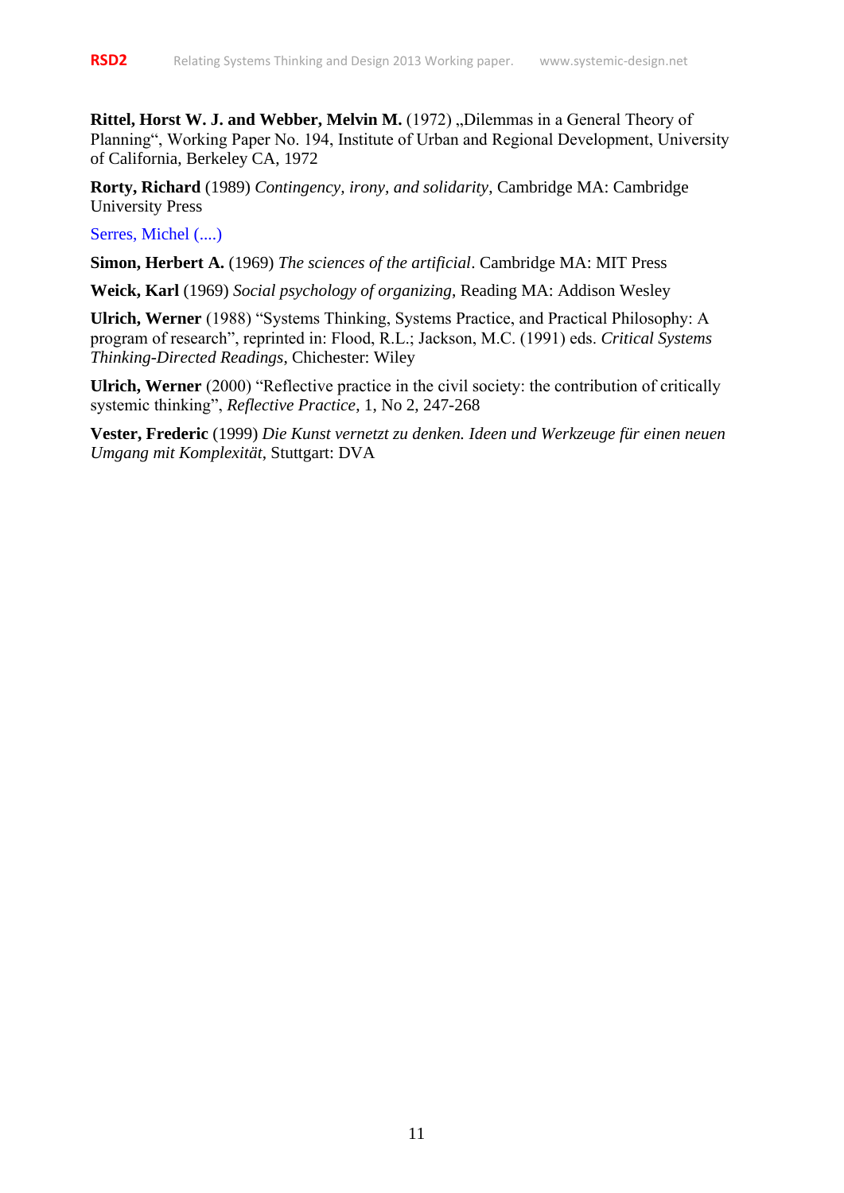**Rittel, Horst W. J. and Webber, Melvin M.** (1972) „Dilemmas in a General Theory of Planning“, Working Paper No. 194, Institute of Urban and Regional Development, University of California, Berkeley CA, 1972

**Rorty, Richard** (1989) *Contingency, irony, and solidarity*, Cambridge MA: Cambridge University Press

Serres, Michel (....)

**Simon, Herbert A.** (1969) *The sciences of the artificial*. Cambridge MA: MIT Press

**Weick, Karl** (1969) *Social psychology of organizing*, Reading MA: Addison Wesley

**Ulrich, Werner** (1988) “Systems Thinking, Systems Practice, and Practical Philosophy: A program of research”, reprinted in: Flood, R.L.; Jackson, M.C. (1991) eds. *Critical Systems Thinking-Directed Readings*, Chichester: Wiley

**Ulrich, Werner** (2000) “Reflective practice in the civil society: the contribution of critically systemic thinking”, *Reflective Practice*, 1, No 2, 247-268

**Vester, Frederic** (1999) *Die Kunst vernetzt zu denken. Ideen und Werkzeuge für einen neuen Umgang mit Komplexität*, Stuttgart: DVA